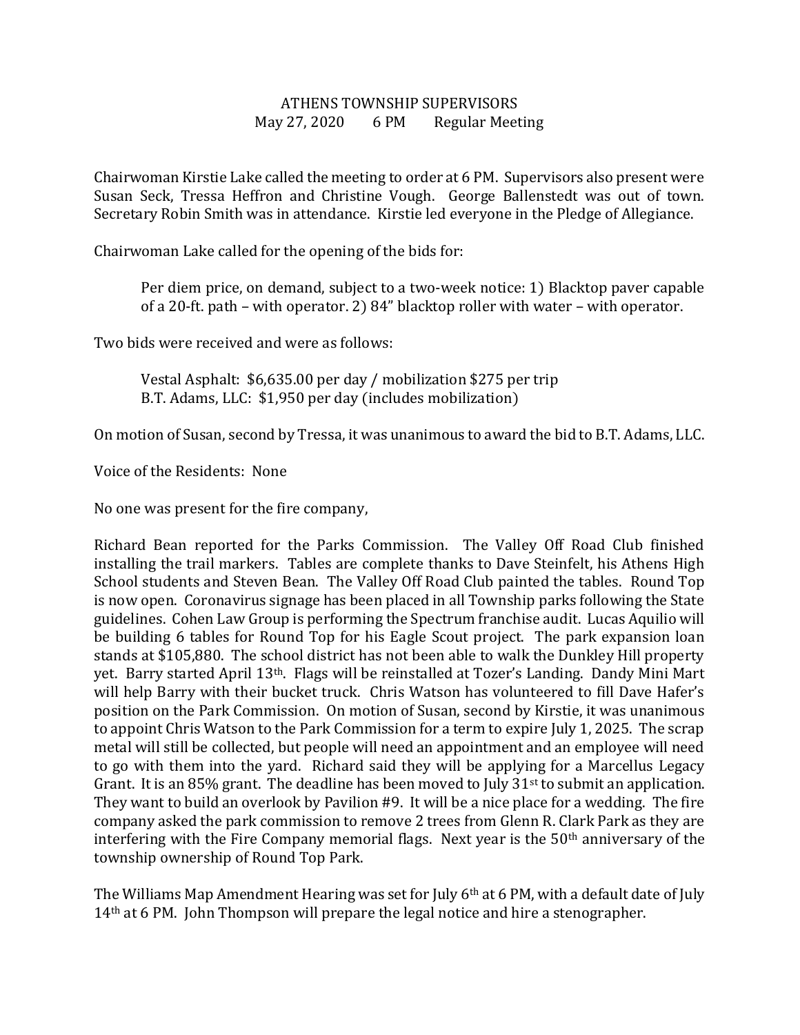# ATHENS TOWNSHIP SUPERVISORS
## May 27, 2020 6 PM Regular Meeting

Chairwoman Kirstie Lake called the meeting to order at 6 PM. Supervisors also present were Susan Seck, Tressa Heffron and Christine Vough. George Ballenstedt was out of town. Secretary Robin Smith was in attendance. Kirstie led everyone in the Pledge of Allegiance.

Chairwoman Lake called for the opening of the bids for:

> Per diem price, on demand, subject to a two-week notice: 1) Blacktop paver capable of a 20-ft. path – with operator. 2) 84" blacktop roller with water – with operator.

Two bids were received and were as follows:

> Vestal Asphalt: $6,635.00 per day / mobilization $275 per trip
> B.T. Adams, LLC: $1,950 per day (includes mobilization)

On motion of Susan, second by Tressa, it was unanimous to award the bid to B.T. Adams, LLC.

Voice of the Residents: None

No one was present for the fire company,

Richard Bean reported for the Parks Commission. The Valley Off Road Club finished installing the trail markers. Tables are complete thanks to Dave Steinfelt, his Athens High School students and Steven Bean. The Valley Off Road Club painted the tables. Round Top is now open. Coronavirus signage has been placed in all Township parks following the State guidelines. Cohen Law Group is performing the Spectrum franchise audit. Lucas Aquilio will be building 6 tables for Round Top for his Eagle Scout project. The park expansion loan stands at $105,880. The school district has not been able to walk the Dunkley Hill property yet. Barry started April 13th. Flags will be reinstalled at Tozer's Landing. Dandy Mini Mart will help Barry with their bucket truck. Chris Watson has volunteered to fill Dave Hafer's position on the Park Commission. On motion of Susan, second by Kirstie, it was unanimous to appoint Chris Watson to the Park Commission for a term to expire July 1, 2025. The scrap metal will still be collected, but people will need an appointment and an employee will need to go with them into the yard. Richard said they will be applying for a Marcellus Legacy Grant. It is an 85% grant. The deadline has been moved to July 31st to submit an application. They want to build an overlook by Pavilion #9. It will be a nice place for a wedding. The fire company asked the park commission to remove 2 trees from Glenn R. Clark Park as they are interfering with the Fire Company memorial flags. Next year is the 50th anniversary of the township ownership of Round Top Park.

The Williams Map Amendment Hearing was set for July 6th at 6 PM, with a default date of July 14th at 6 PM. John Thompson will prepare the legal notice and hire a stenographer.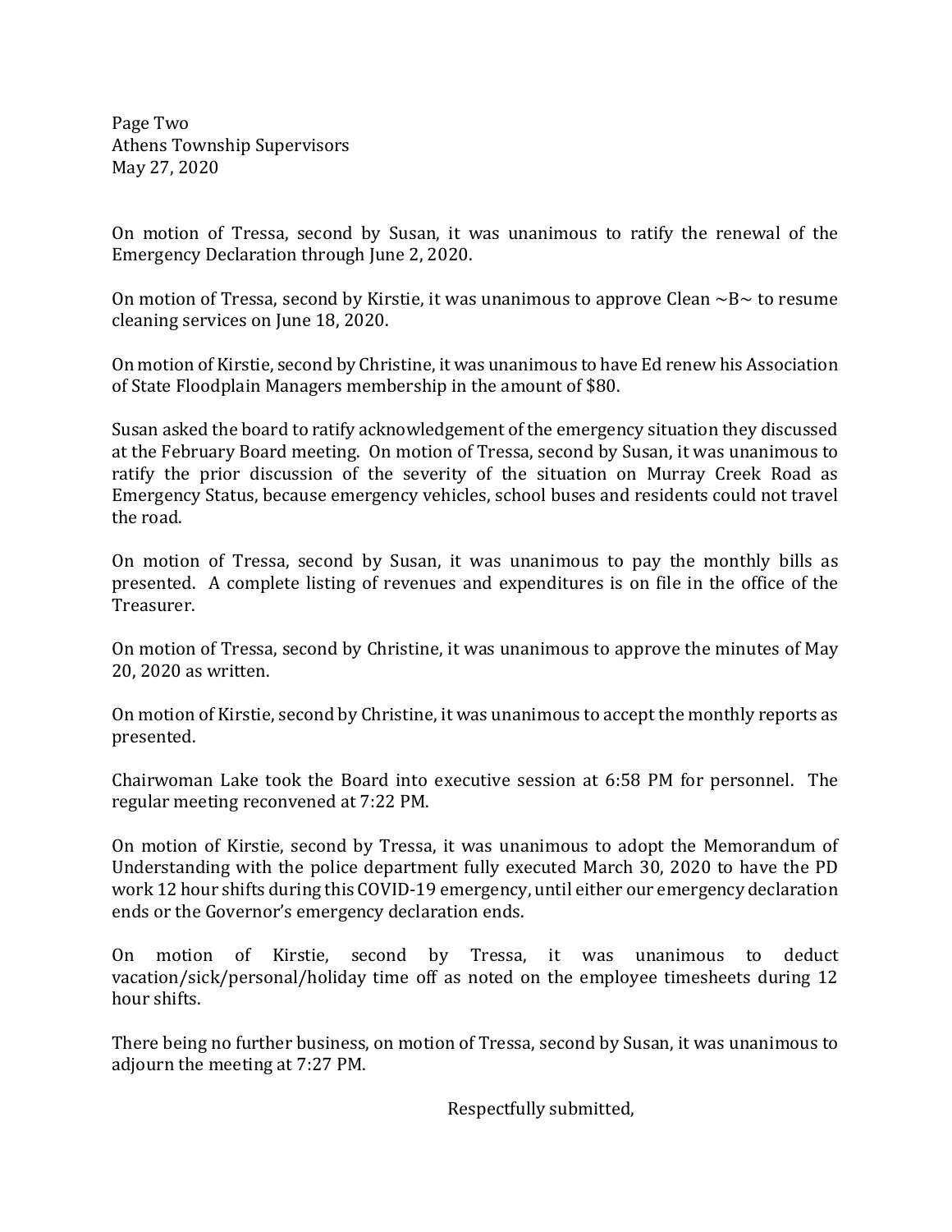On motion of Tressa, second by Susan, it was unanimous to ratify the renewal of the Emergency Declaration through June 2, 2020.

On motion of Tressa, second by Kirstie, it was unanimous to approve Clean ~B~ to resume cleaning services on June 18, 2020.

On motion of Kirstie, second by Christine, it was unanimous to have Ed renew his Association of State Floodplain Managers membership in the amount of $80.

Susan asked the board to ratify acknowledgement of the emergency situation they discussed at the February Board meeting. On motion of Tressa, second by Susan, it was unanimous to ratify the prior discussion of the severity of the situation on Murray Creek Road as Emergency Status, because emergency vehicles, school buses and residents could not travel the road.

On motion of Tressa, second by Susan, it was unanimous to pay the monthly bills as presented. A complete listing of revenues and expenditures is on file in the office of the Treasurer.

On motion of Tressa, second by Christine, it was unanimous to approve the minutes of May 20, 2020 as written.

On motion of Kirstie, second by Christine, it was unanimous to accept the monthly reports as presented.

Chairwoman Lake took the Board into executive session at 6:58 PM for personnel. The regular meeting reconvened at 7:22 PM.

On motion of Kirstie, second by Tressa, it was unanimous to adopt the Memorandum of Understanding with the police department fully executed March 30, 2020 to have the PD work 12 hour shifts during this COVID-19 emergency, until either our emergency declaration ends or the Governor's emergency declaration ends.

On motion of Kirstie, second by Tressa, it was unanimous to deduct vacation/sick/personal/holiday time off as noted on the employee timesheets during 12 hour shifts.

There being no further business, on motion of Tressa, second by Susan, it was unanimous to adjourn the meeting at 7:27 PM.

Respectfully submitted,